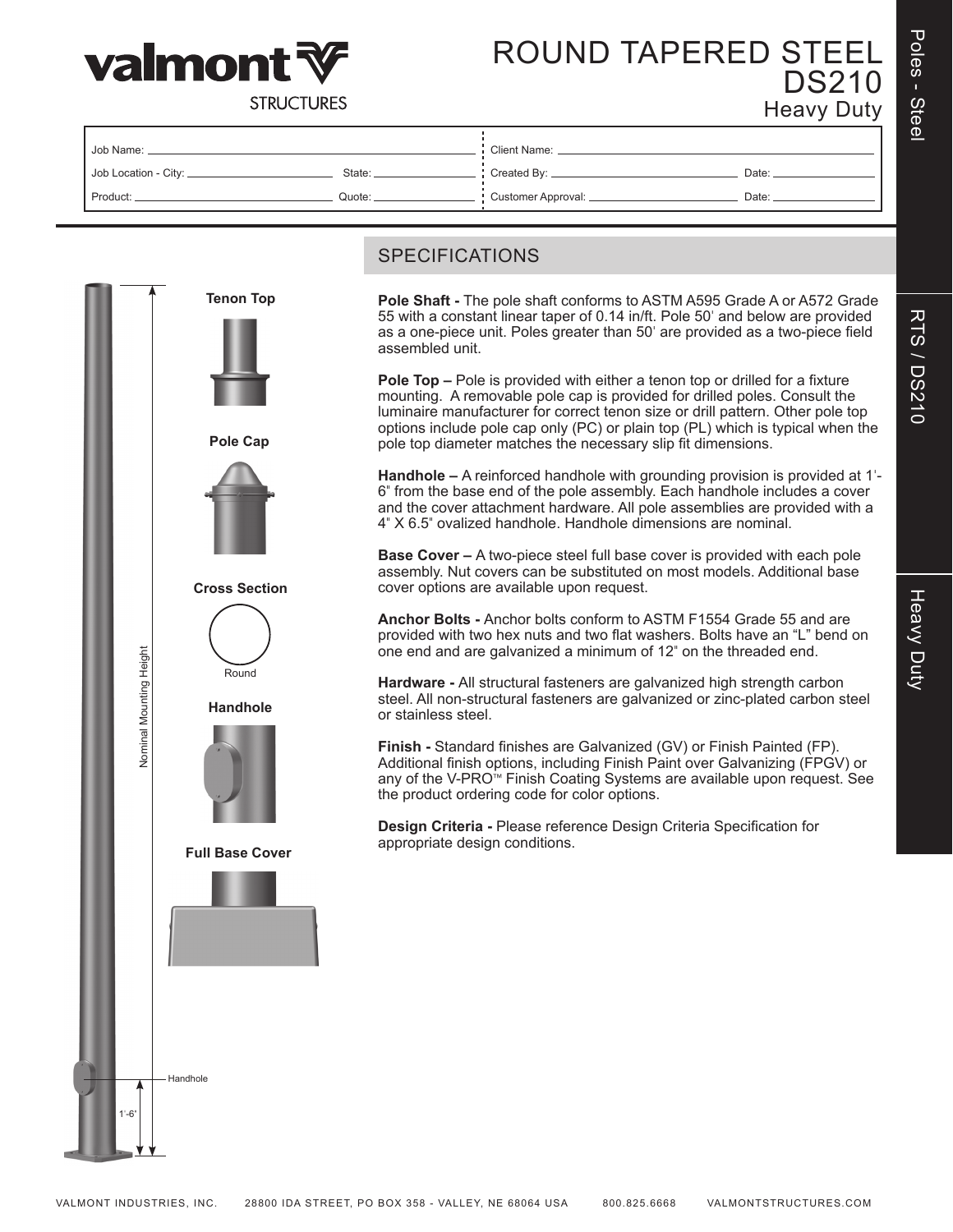# valmont STRUCTURES

# ROUND TAPERED STEEL DS210

## Heavy Duty

Poles - Steel | RTS / DS210 | Heavy Duty

| | | | |
|---|---|---|---|
| Job Name: | | Client Name: | |
| Job Location - City: | State: | Created By: | Date: |
| Product: | Quote: | Customer Approval: | Date: |

**Tenon Top**

**Pole Cap**

**Cross Section**

Round

**Handhole**

**Full Base Cover**

Nominal Mounting Height

Handhole

1'-6"

## SPECIFICATIONS

**Pole Shaft -** The pole shaft conforms to ASTM A595 Grade A or A572 Grade 55 with a constant linear taper of 0.14 in/ft. Pole 50' and below are provided as a one-piece unit. Poles greater than 50' are provided as a two-piece field assembled unit.

**Pole Top –** Pole is provided with either a tenon top or drilled for a fixture mounting. A removable pole cap is provided for drilled poles. Consult the luminaire manufacturer for correct tenon size or drill pattern. Other pole top options include pole cap only (PC) or plain top (PL) which is typical when the pole top diameter matches the necessary slip fit dimensions.

**Handhole –** A reinforced handhole with grounding provision is provided at 1'-6" from the base end of the pole assembly. Each handhole includes a cover and the cover attachment hardware. All pole assemblies are provided with a 4" X 6.5" ovalized handhole. Handhole dimensions are nominal.

**Base Cover –** A two-piece steel full base cover is provided with each pole assembly. Nut covers can be substituted on most models. Additional base cover options are available upon request.

**Anchor Bolts -** Anchor bolts conform to ASTM F1554 Grade 55 and are provided with two hex nuts and two flat washers. Bolts have an "L" bend on one end and are galvanized a minimum of 12" on the threaded end.

**Hardware -** All structural fasteners are galvanized high strength carbon steel. All non-structural fasteners are galvanized or zinc-plated carbon steel or stainless steel.

**Finish -** Standard finishes are Galvanized (GV) or Finish Painted (FP). Additional finish options, including Finish Paint over Galvanizing (FPGV) or any of the V-PRO™ Finish Coating Systems are available upon request. See the product ordering code for color options.

**Design Criteria -** Please reference Design Criteria Specification for appropriate design conditions.

VALMONT INDUSTRIES, INC. 28800 IDA STREET, PO BOX 358 - VALLEY, NE 68064 USA 800.825.6668 VALMONTSTRUCTURES.COM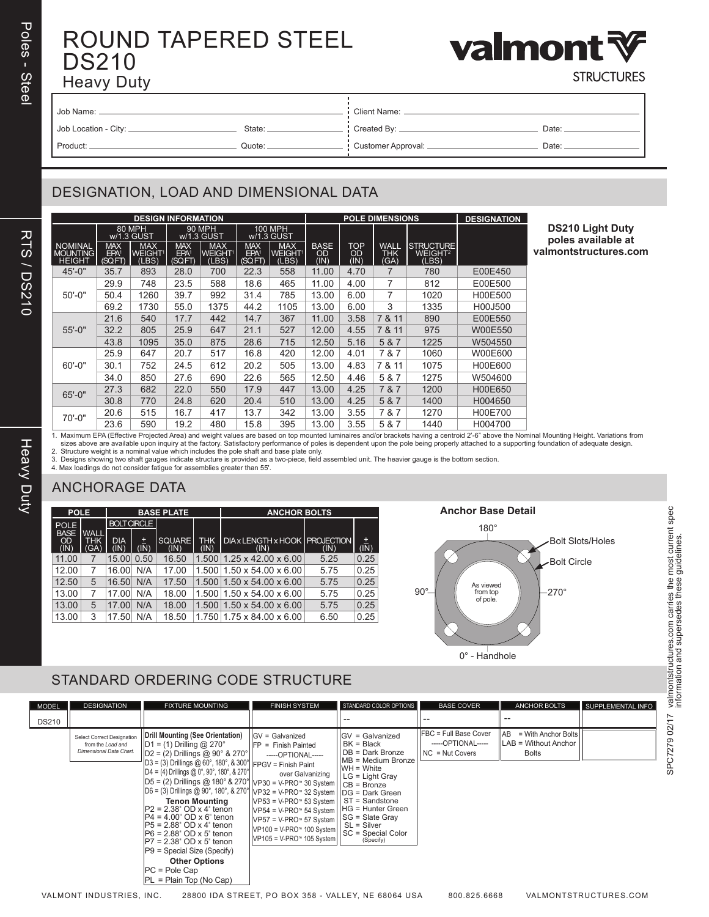# ROUND TAPERED STEEL DS210

## Heavy Duty

valmont STRUCTURES

| | |
|---|---|
| Job Name: | Client Name: |
| Job Location - City: State: | Created By: Date: |
| Product: Quote: | Customer Approval: Date: |

## DESIGNATION, LOAD AND DIMENSIONAL DATA

**DS210 Light Duty poles available at valmontstructures.com**

| DESIGN INFORMATION | | | | | | | POLE DIMENSIONS | | | | DESIGNATION |
|---|---|---|---|---|---|---|---|---|---|---|---|
| | 80 MPH w/1.3 GUST | | 90 MPH w/1.3 GUST | | 100 MPH w/1.3 GUST | | | | | | |
| NOMINAL MOUNTING HEIGHT | MAX EPA[1] (SQ FT) | MAX WEIGHT[1] (LBS) | MAX EPA[1] (SQ FT) | MAX WEIGHT[1] (LBS) | MAX EPA[1] (SQ FT) | MAX WEIGHT[1] (LBS) | BASE OD (IN) | TOP OD (IN) | WALL THK (GA) | STRUCTURE WEIGHT[2] (LBS) | |
| 45'-0" | 35.7 | 893 | 28.0 | 700 | 22.3 | 558 | 11.00 | 4.70 | 7 | 780 | E00E450 |
| 50'-0" | 29.9 | 748 | 23.5 | 588 | 18.6 | 465 | 11.00 | 4.00 | 7 | 812 | E00E500 |
| | 50.4 | 1260 | 39.7 | 992 | 31.4 | 785 | 13.00 | 6.00 | 7 | 1020 | H00E500 |
| | 69.2 | 1730 | 55.0 | 1375 | 44.2 | 1105 | 13.00 | 6.00 | 3 | 1335 | H00J500 |
| 55'-0" | 21.6 | 540 | 17.7 | 442 | 14.7 | 367 | 11.00 | 3.58 | 7 & 11 | 890 | E00E550 |
| | 32.2 | 805 | 25.9 | 647 | 21.1 | 527 | 12.00 | 4.55 | 7 & 11 | 975 | W00E550 |
| | 43.8 | 1095 | 35.0 | 875 | 28.6 | 715 | 12.50 | 5.16 | 5 & 7 | 1225 | W504550 |
| 60'-0" | 25.9 | 647 | 20.7 | 517 | 16.8 | 420 | 12.00 | 4.01 | 7 & 7 | 1060 | W00E600 |
| | 30.1 | 752 | 24.5 | 612 | 20.2 | 505 | 13.00 | 4.83 | 7 & 11 | 1075 | H00E600 |
| | 34.0 | 850 | 27.6 | 690 | 22.6 | 565 | 12.50 | 4.46 | 5 & 7 | 1275 | W504600 |
| 65'-0" | 27.3 | 682 | 22.0 | 550 | 17.9 | 447 | 13.00 | 4.25 | 7 & 7 | 1200 | H00E650 |
| | 30.8 | 770 | 24.8 | 620 | 20.4 | 510 | 13.00 | 4.25 | 5 & 7 | 1400 | H004650 |
| 70'-0" | 20.6 | 515 | 16.7 | 417 | 13.7 | 342 | 13.00 | 3.55 | 7 & 7 | 1270 | H00E700 |
| | 23.6 | 590 | 19.2 | 480 | 15.8 | 395 | 13.00 | 3.55 | 5 & 7 | 1440 | H004700 |

1. Maximum EPA (Effective Projected Area) and weight values are based on top mounted luminaires and/or brackets having a centroid 2'-6" above the Nominal Mounting Height. Variations from sizes above are available upon inquiry at the factory. Satisfactory performance of poles is dependent upon the pole being properly attached to a supporting foundation of adequate design.
2. Structure weight is a nominal value which includes the pole shaft and base plate only.
3. Designs showing two shaft gauges indicate structure is provided as a two-piece, field assembled unit. The heavier gauge is the bottom section.
4. Max loadings do not consider fatigue for assemblies greater than 55'.

## ANCHORAGE DATA

| POLE | | BASE PLATE | | | | ANCHOR BOLTS | | |
|---|---|---|---|---|---|---|---|---|
| | | BOLT CIRCLE | | | | | | |
| POLE BASE OD (IN) | WALL THK (GA) | DIA (IN) | ± (IN) | SQUARE (IN) | THK (IN) | DIA x LENGTH x HOOK (IN) | PROJECTION (IN) | ± (IN) |
| 11.00 | 7 | 15.00 | 0.50 | 16.50 | 1.500 | 1.25 x 42.00 x 6.00 | 5.25 | 0.25 |
| 12.00 | 7 | 16.00 | N/A | 17.00 | 1.500 | 1.50 x 54.00 x 6.00 | 5.75 | 0.25 |
| 12.50 | 5 | 16.50 | N/A | 17.50 | 1.500 | 1.50 x 54.00 x 6.00 | 5.75 | 0.25 |
| 13.00 | 7 | 17.00 | N/A | 18.00 | 1.500 | 1.50 x 54.00 x 6.00 | 5.75 | 0.25 |
| 13.00 | 5 | 17.00 | N/A | 18.00 | 1.500 | 1.50 x 54.00 x 6.00 | 5.75 | 0.25 |
| 13.00 | 3 | 17.50 | N/A | 18.50 | 1.750 | 1.75 x 84.00 x 6.00 | 6.50 | 0.25 |

**Anchor Base Detail**

180°
90°
270°
0° - Handhole
Bolt Slots/Holes
Bolt Circle
As viewed from top of pole.

## STANDARD ORDERING CODE STRUCTURE

| MODEL | DESIGNATION | FIXTURE MOUNTING | FINISH SYSTEM | STANDARD COLOR OPTIONS | BASE COVER | ANCHOR BOLTS | SUPPLEMENTAL INFO |
|---|---|---|---|---|---|---|---|
| DS210 | | | | -- | -- | -- | |
| | Select Correct Designation from the *Load and Dimensional Data Chart.* | **Drill Mounting (See Orientation)** D1 = (1) Drilling @ 270° D2 = (2) Drillings @ 90° & 270° D3 = (3) Drillings @ 60°, 180°, & 300° D4 = (4) Drillings @ 0°, 90°, 180°, & 270° D5 = (2) Drillings @ 180° & 270° D6 = (3) Drillings @ 90°, 180°, & 270° **Tenon Mounting** P2 = 2.38" OD x 4" tenon P4 = 4.00" OD x 6" tenon P5 = 2.88" OD x 4" tenon P6 = 2.88" OD x 5" tenon P7 = 2.38" OD x 5" tenon P9 = Special Size (Specify) **Other Options** PC = Pole Cap PL = Plain Top (No Cap) | GV = Galvanized FP = Finish Painted -----OPTIONAL----- FPGV = Finish Paint over Galvanizing VP30 = V-PRO™ 30 System VP32 = V-PRO™ 32 System VP53 = V-PRO™ 53 System VP54 = V-PRO™ 54 System VP57 = V-PRO™ 57 System VP100 = V-PRO™ 100 System VP105 = V-PRO™ 105 System | GV = Galvanized BK = Black DB = Dark Bronze MB = Medium Bronze WH = White LG = Light Gray CB = Bronze DG = Dark Green ST = Sandstone HG = Hunter Green SG = Slate Gray SL = Silver SC = Special Color (Specify) | FBC = Full Base Cover -----OPTIONAL----- NC = Nut Covers | AB = With Anchor Bolts LAB = Without Anchor Bolts | |

SPC7279 02/17 valmontstructures.com carries the most current spec information and supersedes these guidelines.

VALMONT INDUSTRIES, INC. 28800 IDA STREET, PO BOX 358 - VALLEY, NE 68064 USA 800.825.6668 VALMONTSTRUCTURES.COM